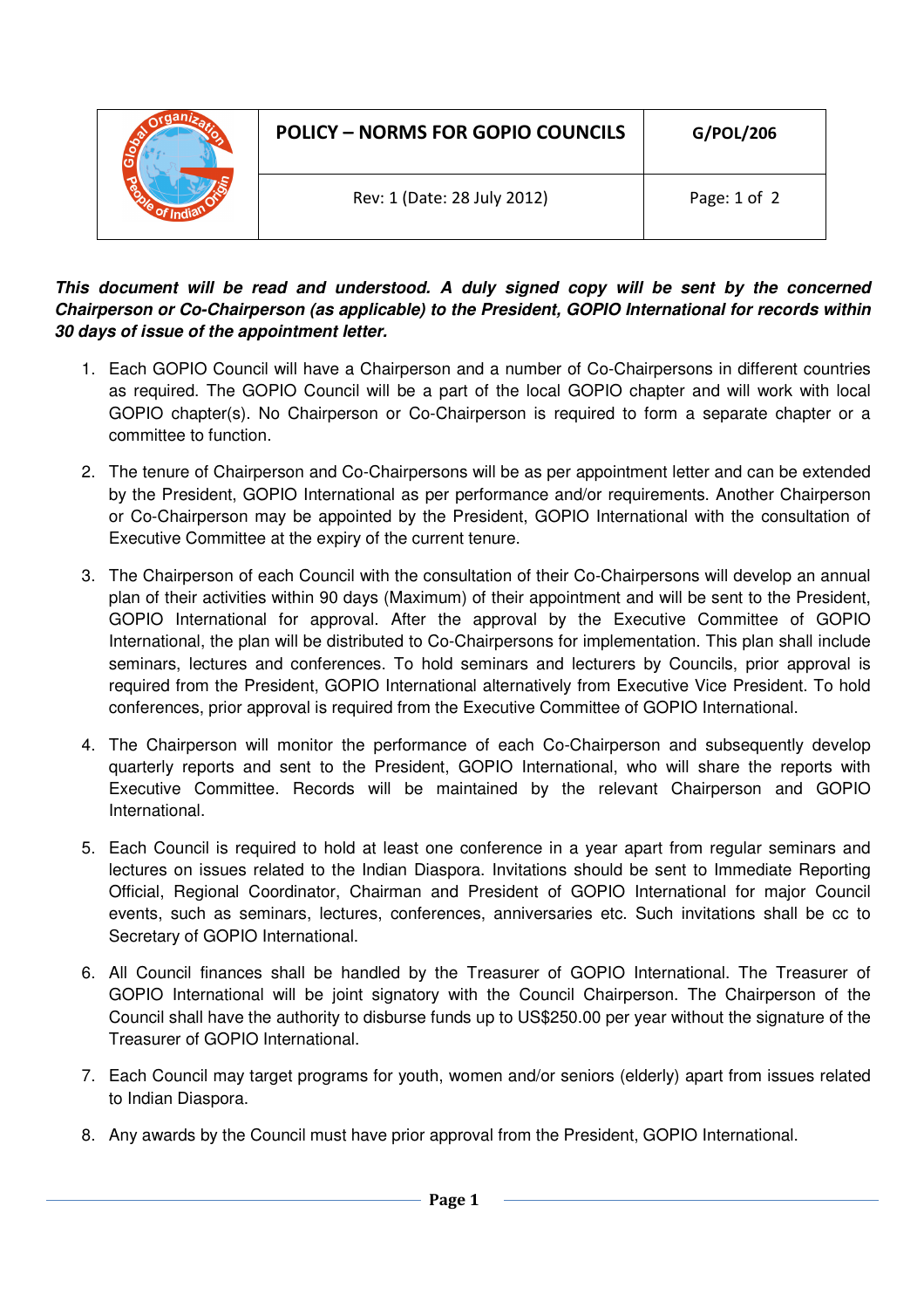| | POLICY – NORMS FOR GOPIO COUNCILS | G/POL/206 |
|---|---|---|
| | Rev: 1 (Date: 28 July 2012) | Page: 1 of 2 |

***This document will be read and understood. A duly signed copy will be sent by the concerned Chairperson or Co-Chairperson (as applicable) to the President, GOPIO International for records within 30 days of issue of the appointment letter.***

1. Each GOPIO Council will have a Chairperson and a number of Co-Chairpersons in different countries as required. The GOPIO Council will be a part of the local GOPIO chapter and will work with local GOPIO chapter(s). No Chairperson or Co-Chairperson is required to form a separate chapter or a committee to function.

2. The tenure of Chairperson and Co-Chairpersons will be as per appointment letter and can be extended by the President, GOPIO International as per performance and/or requirements. Another Chairperson or Co-Chairperson may be appointed by the President, GOPIO International with the consultation of Executive Committee at the expiry of the current tenure.

3. The Chairperson of each Council with the consultation of their Co-Chairpersons will develop an annual plan of their activities within 90 days (Maximum) of their appointment and will be sent to the President, GOPIO International for approval. After the approval by the Executive Committee of GOPIO International, the plan will be distributed to Co-Chairpersons for implementation. This plan shall include seminars, lectures and conferences. To hold seminars and lecturers by Councils, prior approval is required from the President, GOPIO International alternatively from Executive Vice President. To hold conferences, prior approval is required from the Executive Committee of GOPIO International.

4. The Chairperson will monitor the performance of each Co-Chairperson and subsequently develop quarterly reports and sent to the President, GOPIO International, who will share the reports with Executive Committee. Records will be maintained by the relevant Chairperson and GOPIO International.

5. Each Council is required to hold at least one conference in a year apart from regular seminars and lectures on issues related to the Indian Diaspora. Invitations should be sent to Immediate Reporting Official, Regional Coordinator, Chairman and President of GOPIO International for major Council events, such as seminars, lectures, conferences, anniversaries etc. Such invitations shall be cc to Secretary of GOPIO International.

6. All Council finances shall be handled by the Treasurer of GOPIO International. The Treasurer of GOPIO International will be joint signatory with the Council Chairperson. The Chairperson of the Council shall have the authority to disburse funds up to US$250.00 per year without the signature of the Treasurer of GOPIO International.

7. Each Council may target programs for youth, women and/or seniors (elderly) apart from issues related to Indian Diaspora.

8. Any awards by the Council must have prior approval from the President, GOPIO International.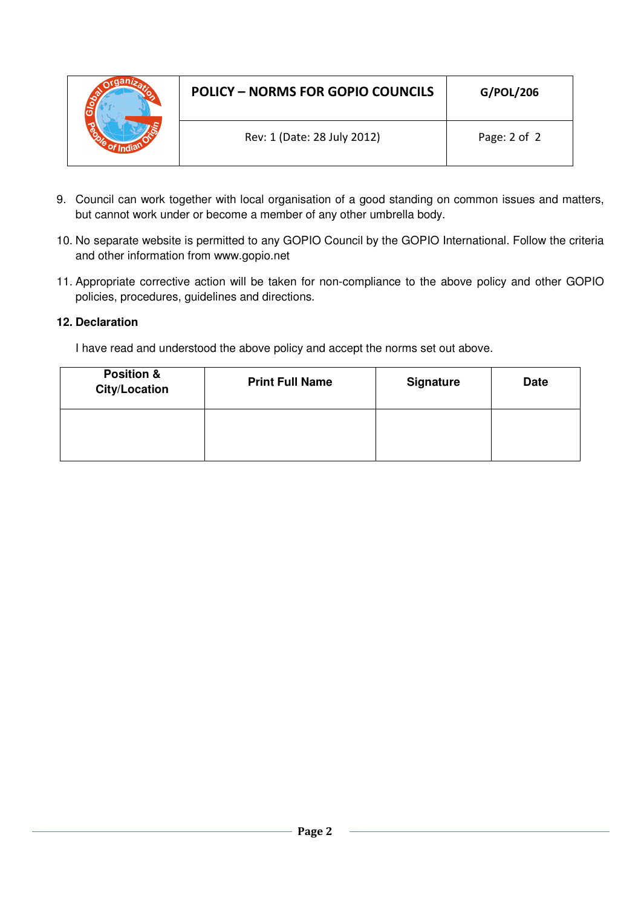9. Council can work together with local organisation of a good standing on common issues and matters, but cannot work under or become a member of any other umbrella body.

10. No separate website is permitted to any GOPIO Council by the GOPIO International. Follow the criteria and other information from www.gopio.net

11. Appropriate corrective action will be taken for non-compliance to the above policy and other GOPIO policies, procedures, guidelines and directions.

**12. Declaration**

I have read and understood the above policy and accept the norms set out above.

| Position & City/Location | Print Full Name | Signature | Date |
|---|---|---|---|
| | | | |